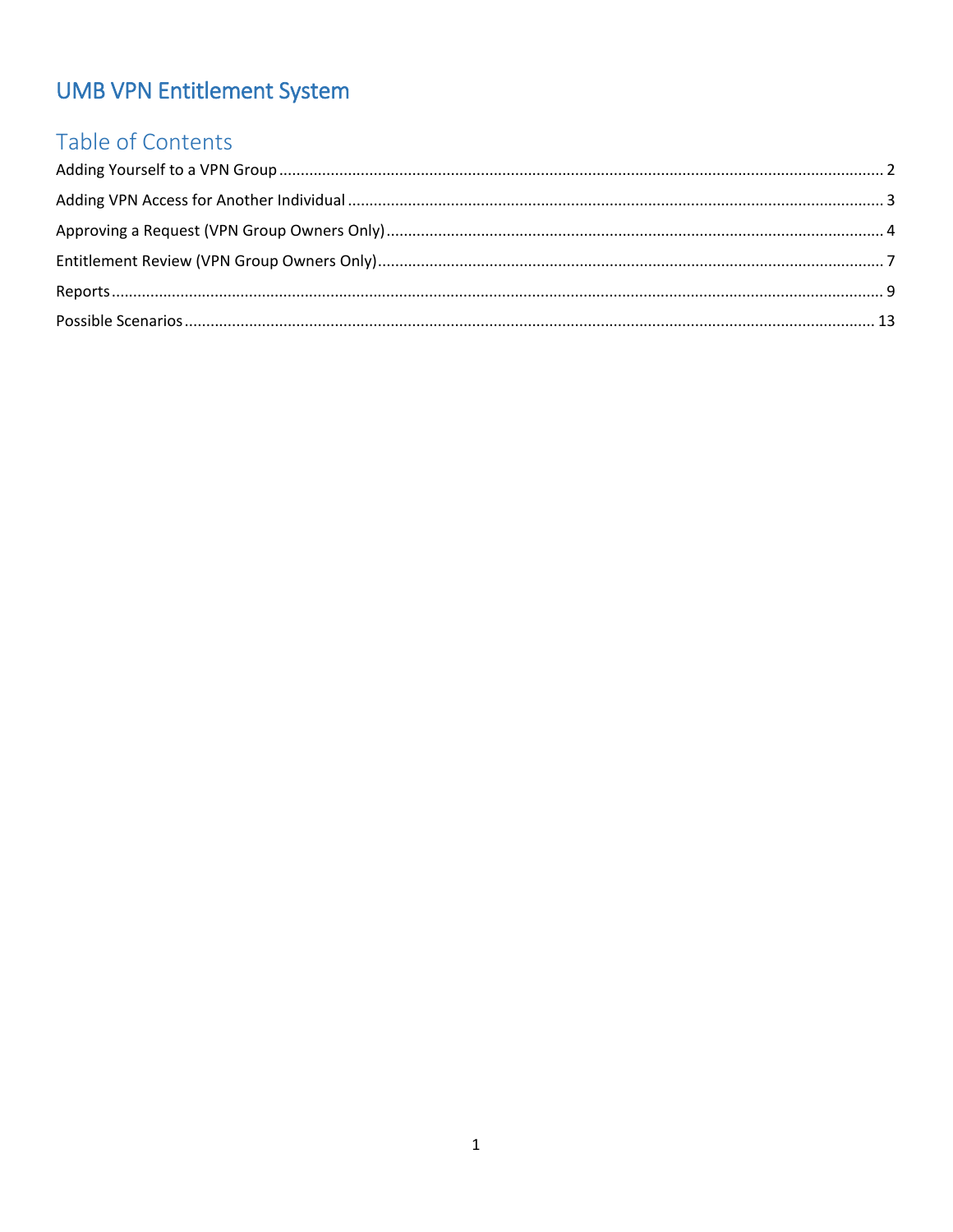# UMB VPN Entitlement System

## Table of Contents

Adding Yourself to a VPN Group ........................................................................................................................ 2

Adding VPN Access for Another Individual ......................................................................................................... 3

Approving a Request (VPN Group Owners Only) ................................................................................................ 4

Entitlement Review (VPN Group Owners Only) ................................................................................................... 7

Reports ................................................................................................................................................................ 9

Possible Scenarios ............................................................................................................................................. 13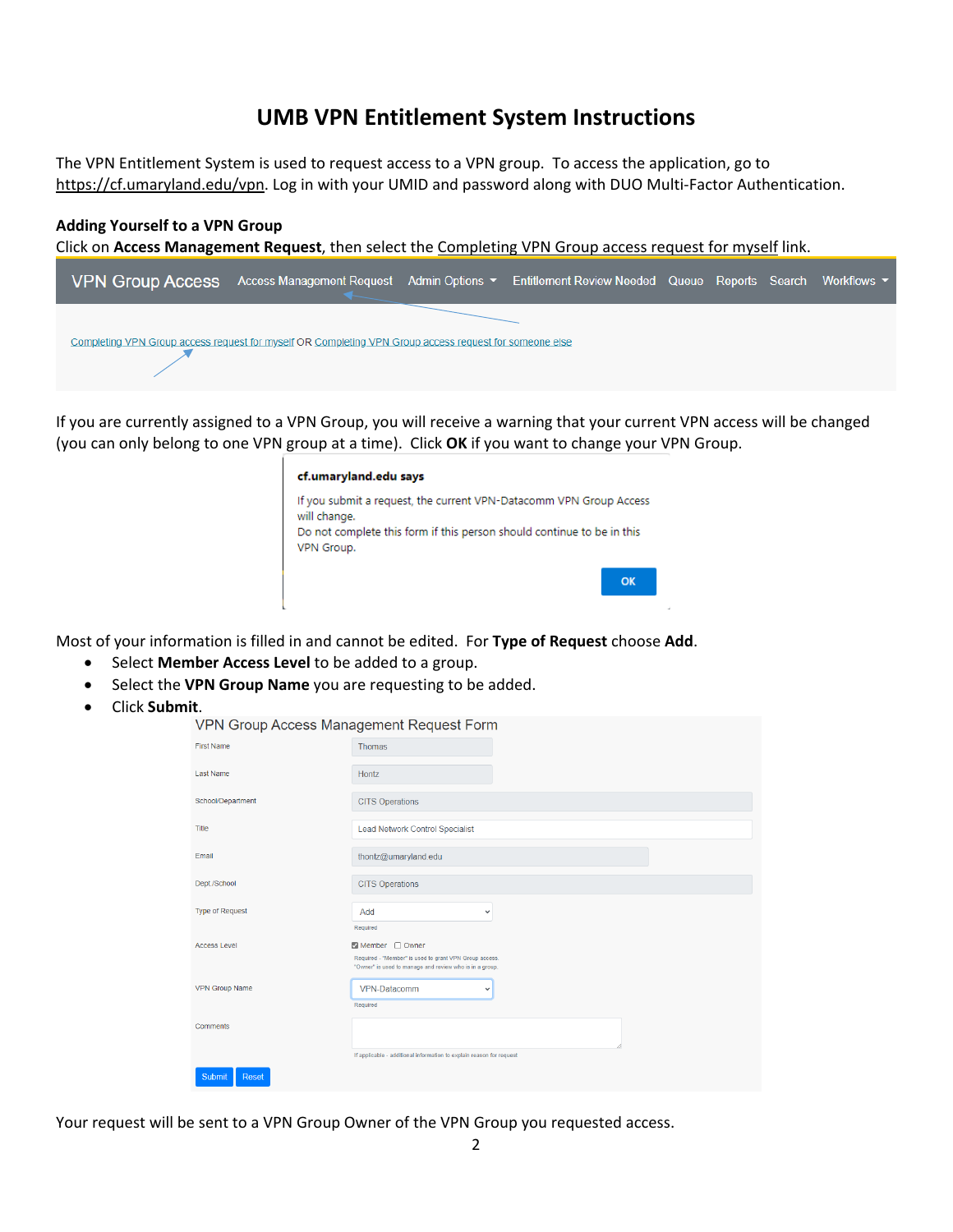# UMB VPN Entitlement System Instructions

The VPN Entitlement System is used to request access to a VPN group. To access the application, go to https://cf.umaryland.edu/vpn. Log in with your UMID and password along with DUO Multi-Factor Authentication.

**Adding Yourself to a VPN Group**

Click on **Access Management Request**, then select the Completing VPN Group access request for myself link.

VPN Group Access | Access Management Request | Admin Options | Entitlement Review Needed | Queue | Reports | Search | Workflows

Completing VPN Group access request for myself OR Completing VPN Group access request for someone else

If you are currently assigned to a VPN Group, you will receive a warning that your current VPN access will be changed (you can only belong to one VPN group at a time). Click **OK** if you want to change your VPN Group.

**cf.umaryland.edu says**

If you submit a request, the current VPN-Datacomm VPN Group Access will change.
Do not complete this form if this person should continue to be in this VPN Group.

OK

Most of your information is filled in and cannot be edited. For **Type of Request** choose **Add**.

- Select **Member Access Level** to be added to a group.
- Select the **VPN Group Name** you are requesting to be added.
- Click **Submit**.

VPN Group Access Management Request Form

| | |
|---|---|
| First Name | Thomas |
| Last Name | Hontz |
| School/Department | CITS Operations |
| Title | Lead Network Control Specialist |
| Email | thontz@umaryland.edu |
| Dept./School | CITS Operations |
| Type of Request | Add (Required) |
| Access Level | ☑ Member ☐ Owner (Required - "Member" is used to grant VPN Group access. "Owner" is used to manage and review who is in a group.) |
| VPN Group Name | VPN-Datacomm (Required) |
| Comments | (If applicable - additional information to explain reason for request) |

Submit | Reset

Your request will be sent to a VPN Group Owner of the VPN Group you requested access.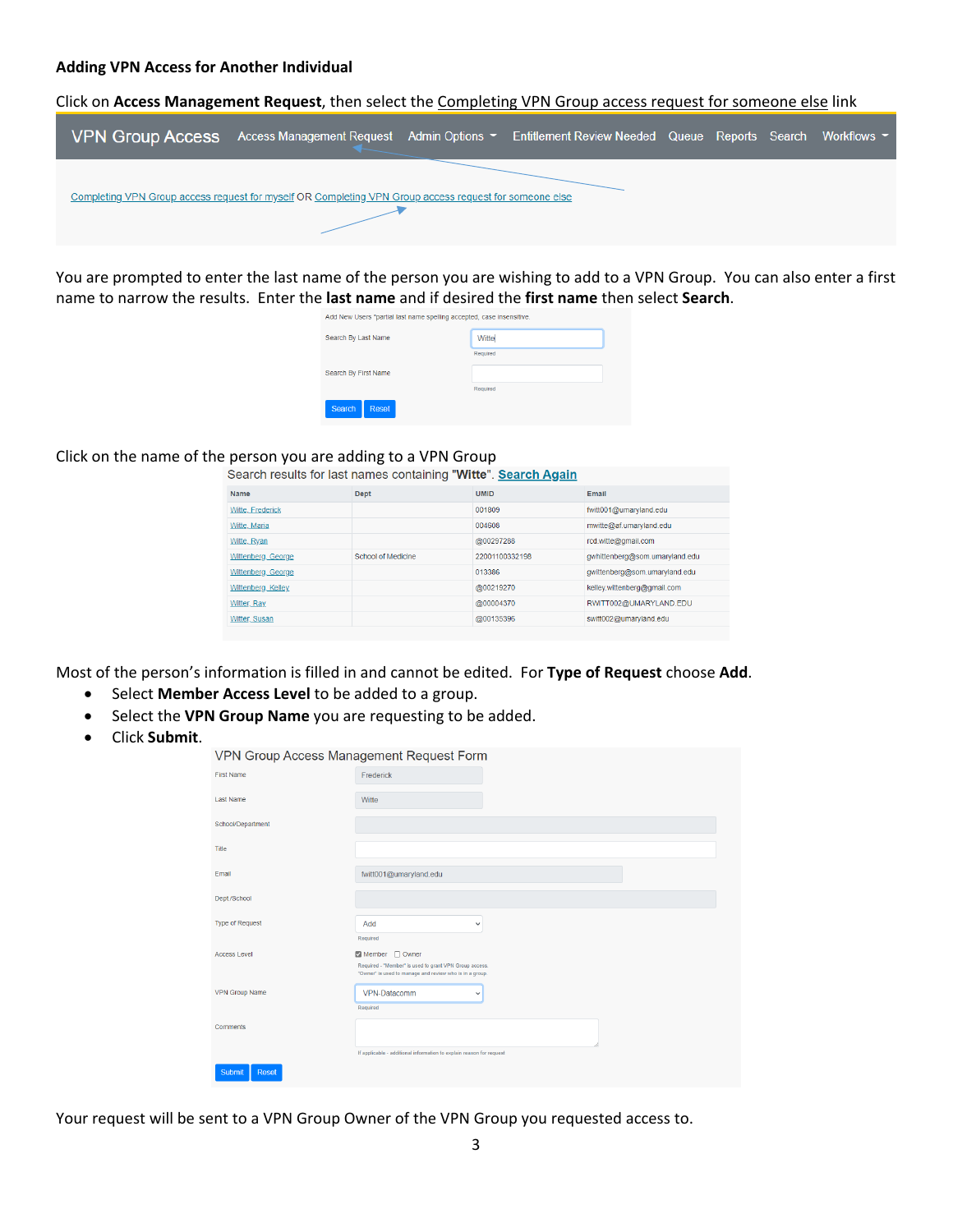**Adding VPN Access for Another Individual**

Click on **Access Management Request**, then select the Completing VPN Group access request for someone else link

VPN Group Access | Access Management Request | Admin Options | Entitlement Review Needed | Queue | Reports | Search | Workflows

Completing VPN Group access request for myself OR Completing VPN Group access request for someone else

You are prompted to enter the last name of the person you are wishing to add to a VPN Group. You can also enter a first name to narrow the results. Enter the **last name** and if desired the **first name** then select **Search**.

Add New Users *partial last name spelling accepted, case insensitive

Search By Last Name: Witte
Required

Search By First Name:
Required

Search | Reset

Click on the name of the person you are adding to a VPN Group

Search results for last names containing "**Witte**". Search Again

| Name | Dept | UMID | Email |
|---|---|---|---|
| Witte, Frederick | | 001909 | fwitt001@umaryland.edu |
| Witte, Maria | | 004606 | mwitte@af.umaryland.edu |
| Witte, Ryan | | @00297288 | rcd.witte@gmail.com |
| Wittenberg, George | School of Medicine | 22001100332198 | gwhittenberg@som.umaryland.edu |
| Wittenberg, George | | 013386 | gwittenberg@som.umaryland.edu |
| Wittenberg, Kelley | | @00219270 | kelley.wittenberg@gmail.com |
| Witter, Ray | | @00004370 | RWITT002@UMARYLAND.EDU |
| Witter, Susan | | @00135396 | switt002@umaryland.edu |

Most of the person's information is filled in and cannot be edited. For **Type of Request** choose **Add**.

- Select **Member Access Level** to be added to a group.
- Select the **VPN Group Name** you are requesting to be added.
- Click **Submit**.

VPN Group Access Management Request Form

First Name: Frederick
Last Name: Witte
School/Department:
Title:
Email: fwitt001@umaryland.edu
Dept./School:
Type of Request: Add
Required
Access Level: ☑ Member ☐ Owner
Required - "Member" is used to grant VPN Group access. "Owner" is used to manage and review who is in a group.
VPN Group Name: VPN-Datacomm
Required
Comments:
If applicable - additional information to explain reason for request

Submit | Reset

Your request will be sent to a VPN Group Owner of the VPN Group you requested access to.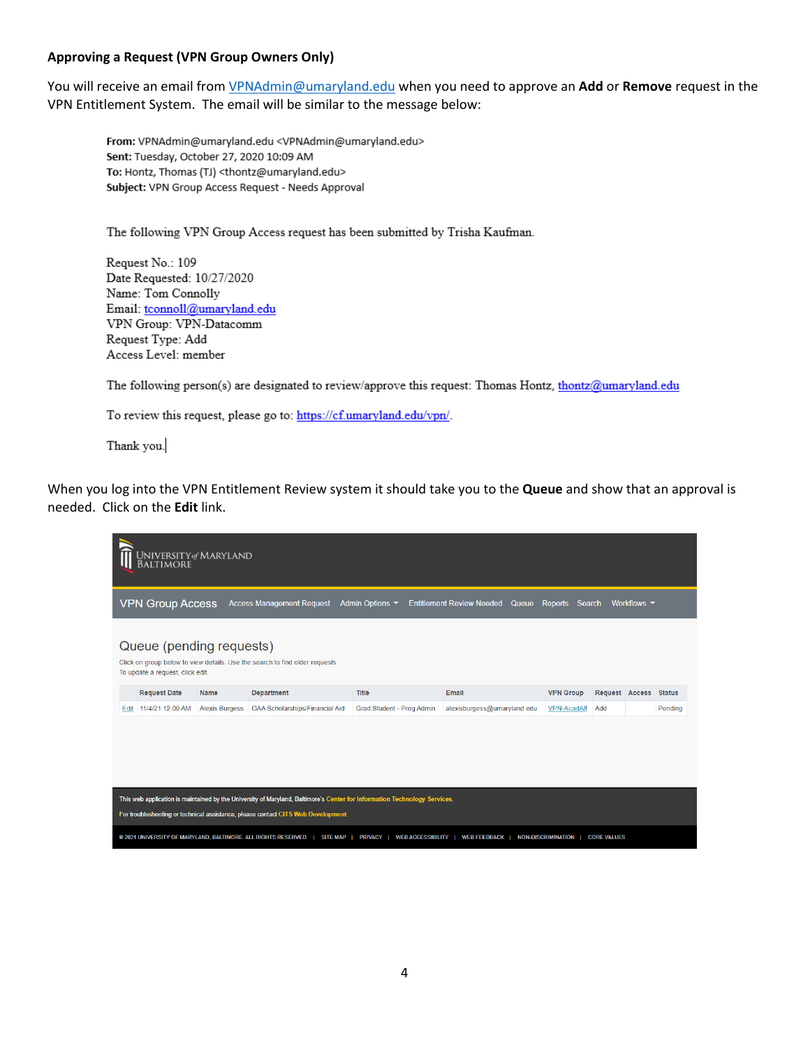**Approving a Request (VPN Group Owners Only)**

You will receive an email from VPNAdmin@umaryland.edu when you need to approve an **Add** or **Remove** request in the VPN Entitlement System. The email will be similar to the message below:

> **From:** VPNAdmin@umaryland.edu <VPNAdmin@umaryland.edu>
> **Sent:** Tuesday, October 27, 2020 10:09 AM
> **To:** Hontz, Thomas (TJ) <thontz@umaryland.edu>
> **Subject:** VPN Group Access Request - Needs Approval
>
> The following VPN Group Access request has been submitted by Trisha Kaufman.
>
> Request No.: 109
> Date Requested: 10/27/2020
> Name: Tom Connolly
> Email: tconnoll@umaryland.edu
> VPN Group: VPN-Datacomm
> Request Type: Add
> Access Level: member
>
> The following person(s) are designated to review/approve this request: Thomas Hontz, thontz@umaryland.edu
>
> To review this request, please go to: https://cf.umaryland.edu/vpn/.
>
> Thank you.

When you log into the VPN Entitlement Review system it should take you to the **Queue** and show that an approval is needed. Click on the **Edit** link.

UNIVERSITY of MARYLAND BALTIMORE

VPN Group Access | Access Management Request | Admin Options | Entitlement Review Needed | Queue | Reports | Search | Workflows

Queue (pending requests)

Click on group below to view details. Use the search to find older requests.
To update a request, click edit.

| | Request Date | Name | Department | Title | Email | VPN Group | Request | Access | Status |
|---|---|---|---|---|---|---|---|---|---|
| Edit | 11/4/21 12:00 AM | Alexis Burgess | OAA Scholarships/Financial Aid | Grad Student - Prog Admin | alexisburgess@umaryland.edu | VPN-AcadAff | Add | | Pending |

This web application is maintained by the University of Maryland, Baltimore's Center for Information Technology Services.
For troubleshooting or technical assistance, please contact CITS Web Development.

© 2021 UNIVERSITY OF MARYLAND, BALTIMORE. ALL RIGHTS RESERVED. | SITE MAP | PRIVACY | WEB ACCESSIBILITY | WEB FEEDBACK | NON-DISCRIMINATION | CORE VALUES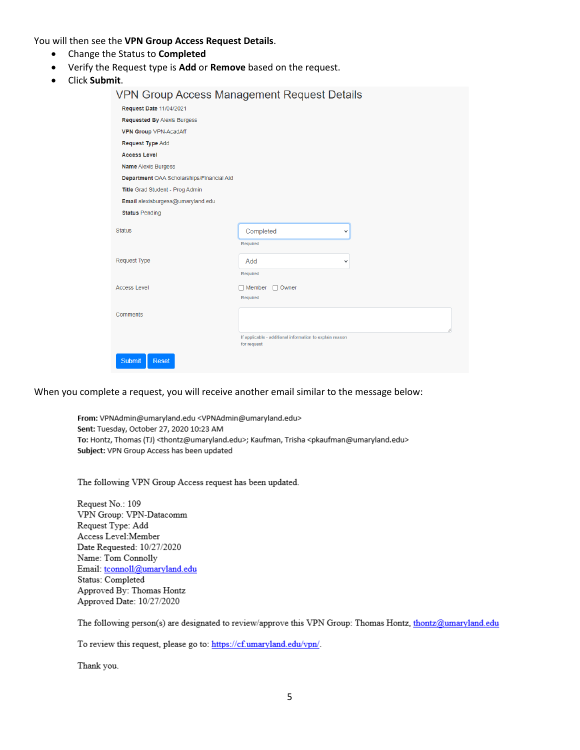You will then see the **VPN Group Access Request Details**.

- Change the Status to **Completed**
- Verify the Request type is **Add** or **Remove** based on the request.
- Click **Submit**.

VPN Group Access Management Request Details

**Request Date** 11/04/2021

**Requested By** Alexis Burgess

**VPN Group** VPN-AcadAff

**Request Type** Add

**Access Level**

**Name** Alexis Burgess

**Department** OAA Scholarships/Financial Aid

**Title** Grad Student - Prog Admin

**Email** alexisburgess@umaryland.edu

**Status** Pending

Status: Completed
Required

Request Type: Add
Required

Access Level: ☐ Member ☐ Owner
Required

Comments:
If applicable - additional information to explain reason for request

Submit Reset

When you complete a request, you will receive another email similar to the message below:

**From:** VPNAdmin@umaryland.edu <VPNAdmin@umaryland.edu>
**Sent:** Tuesday, October 27, 2020 10:23 AM
**To:** Hontz, Thomas (TJ) <thontz@umaryland.edu>; Kaufman, Trisha <pkaufman@umaryland.edu>
**Subject:** VPN Group Access has been updated

The following VPN Group Access request has been updated.

Request No.: 109
VPN Group: VPN-Datacomm
Request Type: Add
Access Level:Member
Date Requested: 10/27/2020
Name: Tom Connolly
Email: tconnoll@umaryland.edu
Status: Completed
Approved By: Thomas Hontz
Approved Date: 10/27/2020

The following person(s) are designated to review/approve this VPN Group: Thomas Hontz, thontz@umaryland.edu

To review this request, please go to: https://cf.umaryland.edu/vpn/.

Thank you.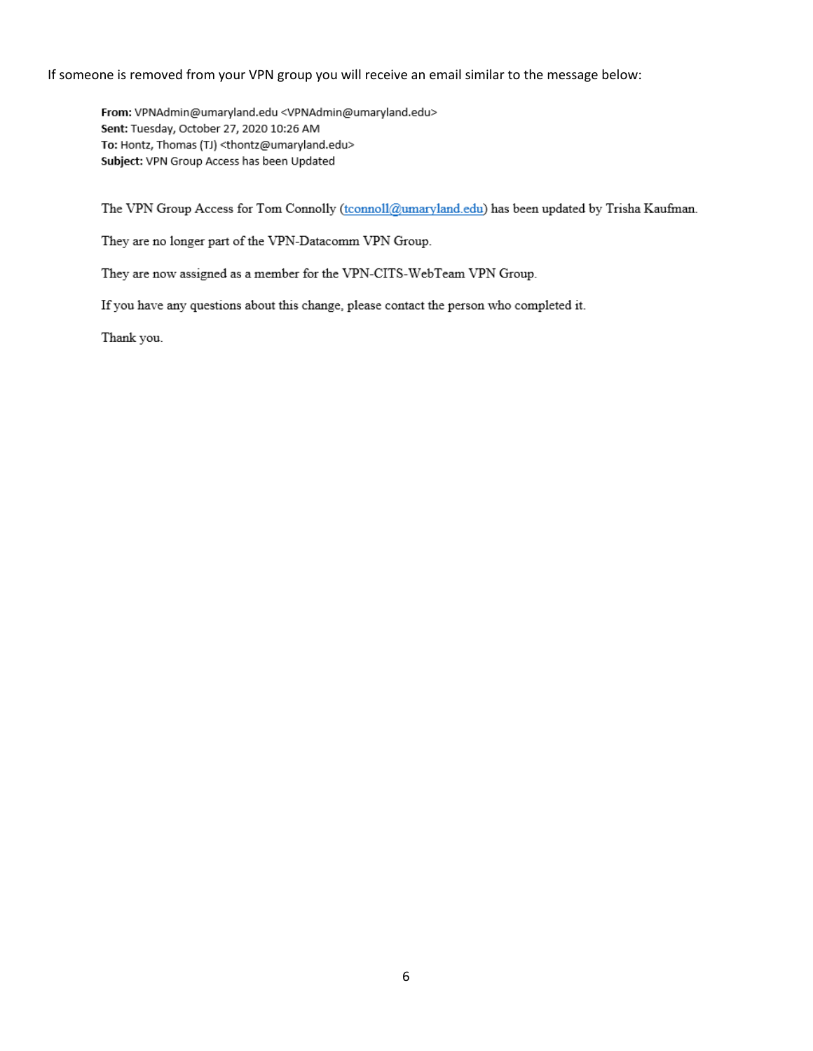If someone is removed from your VPN group you will receive an email similar to the message below:

> **From:** VPNAdmin@umaryland.edu <VPNAdmin@umaryland.edu>
> **Sent:** Tuesday, October 27, 2020 10:26 AM
> **To:** Hontz, Thomas (TJ) <thontz@umaryland.edu>
> **Subject:** VPN Group Access has been Updated
>
> The VPN Group Access for Tom Connolly (tconnoll@umaryland.edu) has been updated by Trisha Kaufman.
>
> They are no longer part of the VPN-Datacomm VPN Group.
>
> They are now assigned as a member for the VPN-CITS-WebTeam VPN Group.
>
> If you have any questions about this change, please contact the person who completed it.
>
> Thank you.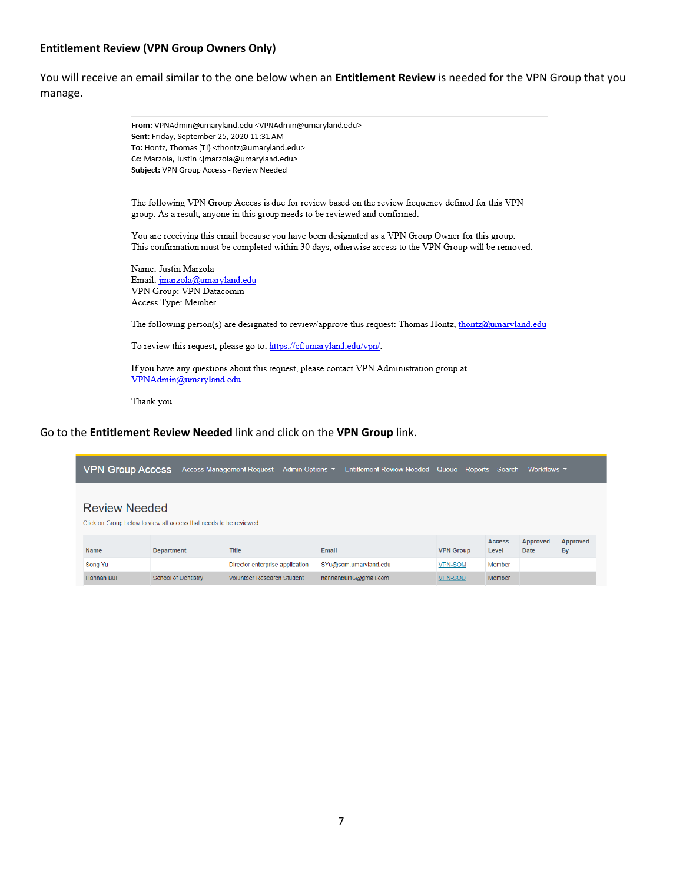**Entitlement Review (VPN Group Owners Only)**

You will receive an email similar to the one below when an **Entitlement Review** is needed for the VPN Group that you manage.

**From:** VPNAdmin@umaryland.edu <VPNAdmin@umaryland.edu>
**Sent:** Friday, September 25, 2020 11:31 AM
**To:** Hontz, Thomas (TJ) <thontz@umaryland.edu>
**Cc:** Marzola, Justin <jmarzola@umaryland.edu>
**Subject:** VPN Group Access - Review Needed

The following VPN Group Access is due for review based on the review frequency defined for this VPN group. As a result, anyone in this group needs to be reviewed and confirmed.

You are receiving this email because you have been designated as a VPN Group Owner for this group. This confirmation must be completed within 30 days, otherwise access to the VPN Group will be removed.

Name: Justin Marzola
Email: jmarzola@umaryland.edu
VPN Group: VPN-Datacomm
Access Type: Member

The following person(s) are designated to review/approve this request: Thomas Hontz, thontz@umaryland.edu

To review this request, please go to: https://cf.umaryland.edu/vpn/.

If you have any questions about this request, please contact VPN Administration group at VPNAdmin@umaryland.edu.

Thank you.

Go to the **Entitlement Review Needed** link and click on the **VPN Group** link.

VPN Group Access | Access Management Request | Admin Options | Entitlement Review Needed | Queue | Reports | Search | Workflows

Review Needed

Click on Group below to view all access that needs to be reviewed.

| Name | Department | Title | Email | VPN Group | Access Level | Approved Date | Approved By |
|---|---|---|---|---|---|---|---|
| Song Yu | | Director enterprise application | SYu@som.umaryland.edu | VPN-SOM | Member | | |
| Hannah Bui | School of Dentistry | Volunteer Research Student | hannahbui16@gmail.com | VPN-SOD | Member | | |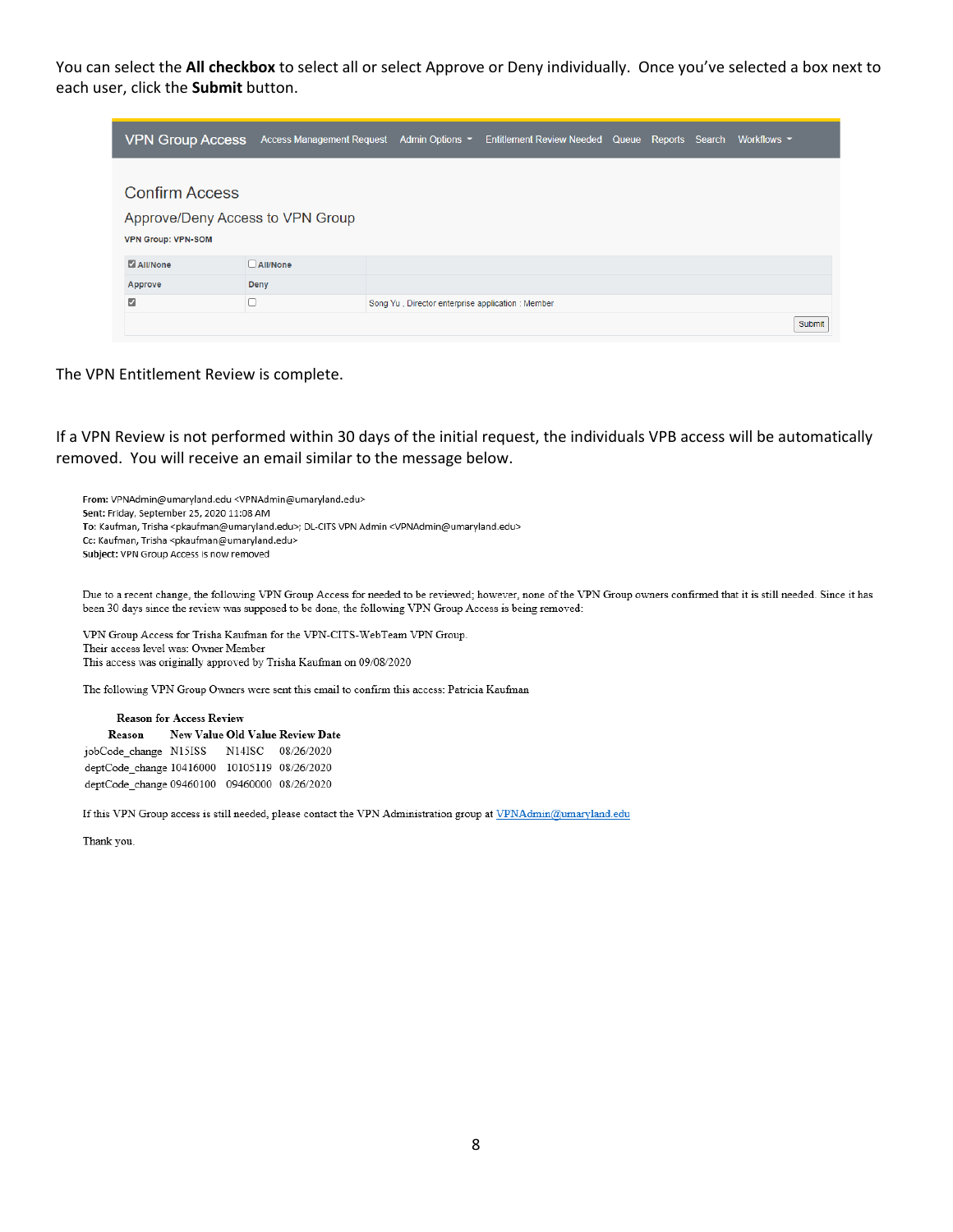You can select the **All checkbox** to select all or select Approve or Deny individually. Once you've selected a box next to each user, click the **Submit** button.

VPN Group Access | Access Management Request | Admin Options | Entitlement Review Needed | Queue | Reports | Search | Workflows

Confirm Access

Approve/Deny Access to VPN Group

**VPN Group: VPN-SOM**

| ☑ All/None | ☐ All/None | |
|---|---|---|
| Approve | Deny | |
| ☑ | ☐ | Song Yu , Director enterprise application : Member |

Submit

The VPN Entitlement Review is complete.

If a VPN Review is not performed within 30 days of the initial request, the individuals VPB access will be automatically removed. You will receive an email similar to the message below.

**From:** VPNAdmin@umaryland.edu <VPNAdmin@umaryland.edu>
**Sent:** Friday, September 25, 2020 11:08 AM
**To:** Kaufman, Trisha <pkaufman@umaryland.edu>; DL-CITS VPN Admin <VPNAdmin@umaryland.edu>
**Cc:** Kaufman, Trisha <pkaufman@umaryland.edu>
**Subject:** VPN Group Access is now removed

Due to a recent change, the following VPN Group Access for needed to be reviewed; however, none of the VPN Group owners confirmed that it is still needed. Since it has been 30 days since the review was supposed to be done, the following VPN Group Access is being removed:

VPN Group Access for Trisha Kaufman for the VPN-CITS-WebTeam VPN Group.
Their access level was: Owner Member
This access was originally approved by Trisha Kaufman on 09/08/2020

The following VPN Group Owners were sent this email to confirm this access: Patricia Kaufman

**Reason for Access Review**

| Reason | New Value | Old Value | Review Date |
|---|---|---|---|
| jobCode_change | N151SS | N141SC | 08/26/2020 |
| deptCode_change | 10416000 | 10105119 | 08/26/2020 |
| deptCode_change | 09460100 | 09460000 | 08/26/2020 |

If this VPN Group access is still needed, please contact the VPN Administration group at VPNAdmin@umaryland.edu

Thank you.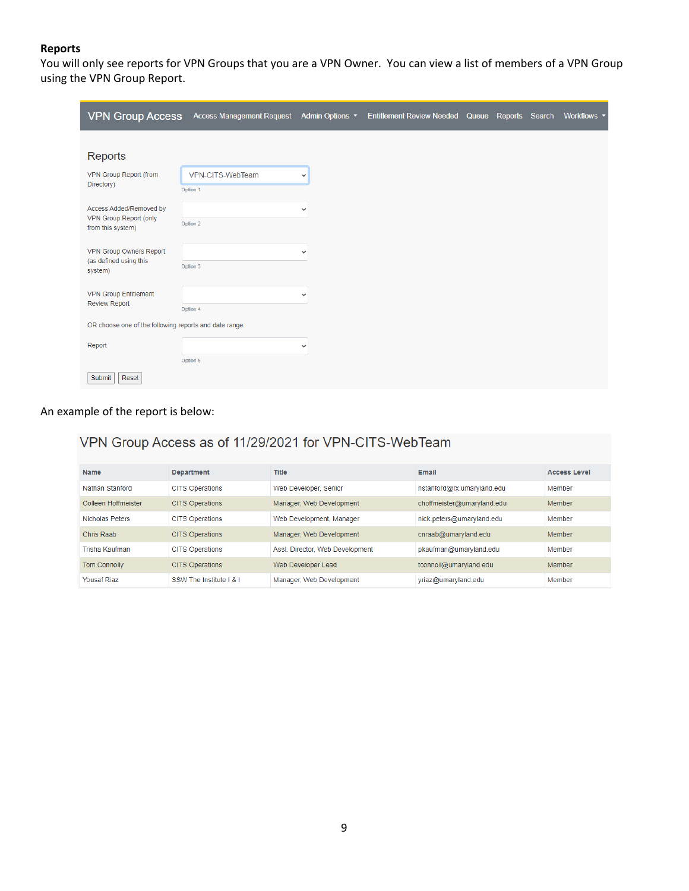**Reports**

You will only see reports for VPN Groups that you are a VPN Owner. You can view a list of members of a VPN Group using the VPN Group Report.

VPN Group Access | Access Management Request | Admin Options | Entitlement Review Needed | Queue | Reports | Search | Workflows

Reports

VPN Group Report (from Directory): VPN-CITS-WebTeam
Option 1

Access Added/Removed by VPN Group Report (only from this system)
Option 2

VPN Group Owners Report (as defined using this system)
Option 3

VPN Group Entitlement Review Report
Option 4

OR choose one of the following reports and date range:

Report
Option 5

Submit Reset

An example of the report is below:

VPN Group Access as of 11/29/2021 for VPN-CITS-WebTeam

| Name | Department | Title | Email | Access Level |
|---|---|---|---|---|
| Nathan Stanford | CITS Operations | Web Developer, Senior | nstanford@rx.umaryland.edu | Member |
| Colleen Hoffmeister | CITS Operations | Manager, Web Development | choffmeister@umaryland.edu | Member |
| Nicholas Peters | CITS Operations | Web Development, Manager | nick.peters@umaryland.edu | Member |
| Chris Raab | CITS Operations | Manager, Web Development | craab@umaryland.edu | Member |
| Trisha Kaufman | CITS Operations | Asst. Director, Web Development | pkaufman@umaryland.edu | Member |
| Tom Connolly | CITS Operations | Web Developer Lead | tconnoll@umaryland.edu | Member |
| Yousaf Riaz | SSW The Institute I & I | Manager, Web Development | yriaz@umaryland.edu | Member |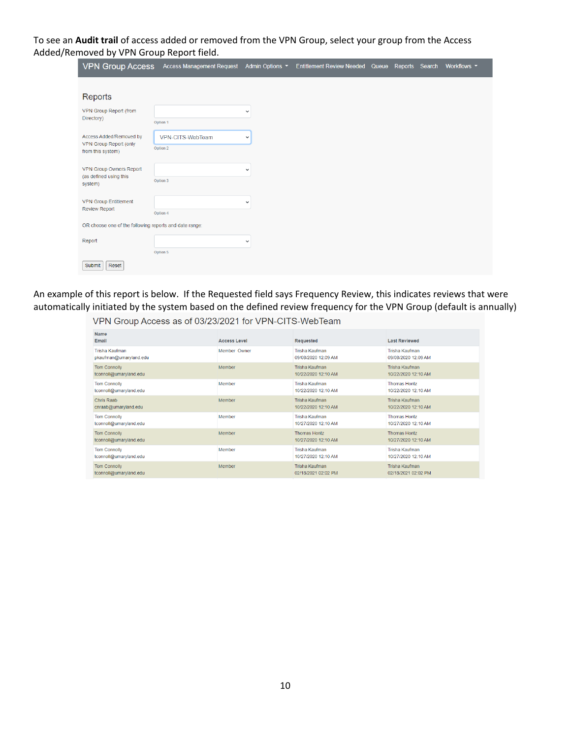To see an **Audit trail** of access added or removed from the VPN Group, select your group from the Access Added/Removed by VPN Group Report field.

VPN Group Access | Access Management Request | Admin Options | Entitlement Review Needed | Queue | Reports | Search | Workflows

Reports

VPN Group Report (from Directory)

Option 1

Access Added/Removed by VPN Group Report (only from this system) — VPN-CITS-WebTeam

Option 2

VPN Group Owners Report (as defined using this system)

Option 3

VPN Group Entitlement Review Report

Option 4

OR choose one of the following reports and date range:

Report

Option 5

Submit | Reset

An example of this report is below. If the Requested field says Frequency Review, this indicates reviews that were automatically initiated by the system based on the defined review frequency for the VPN Group (default is annually)

VPN Group Access as of 03/23/2021 for VPN-CITS-WebTeam

| Name<br>Email | Access Level | Requested | Last Reviewed |
|---|---|---|---|
| Trisha Kaufman<br>pkaufman@umaryland.edu | Member Owner | Trisha Kaufman<br>09/08/2020 12:09 AM | Trisha Kaufman<br>09/08/2020 12:09 AM |
| Tom Connolly<br>tconnolli@umaryland.edu | Member | Trisha Kaufman<br>10/22/2020 12:10 AM | Trisha Kaufman<br>10/22/2020 12:10 AM |
| Tom Connolly<br>tconnolli@umaryland.edu | Member | Trisha Kaufman<br>10/22/2020 12:10 AM | Thomas Hontz<br>10/22/2020 12:10 AM |
| Chris Raab<br>craab@umaryland.edu | Member | Trisha Kaufman<br>10/22/2020 12:10 AM | Trisha Kaufman<br>10/22/2020 12:10 AM |
| Tom Connolly<br>tconnolli@umaryland.edu | Member | Trisha Kaufman<br>10/27/2020 12:10 AM | Thomas Hontz<br>10/27/2020 12:10 AM |
| Tom Connolly<br>tconnolli@umaryland.edu | Member | Thomas Hontz<br>10/27/2020 12:10 AM | Thomas Hontz<br>10/27/2020 12:10 AM |
| Tom Connolly<br>tconnolli@umaryland.edu | Member | Trisha Kaufman<br>10/27/2020 12:10 AM | Trisha Kaufman<br>10/27/2020 12:10 AM |
| Tom Connolly<br>tconnolli@umaryland.edu | Member | Trisha Kaufman<br>02/18/2021 02:02 PM | Trisha Kaufman<br>02/18/2021 02:02 PM |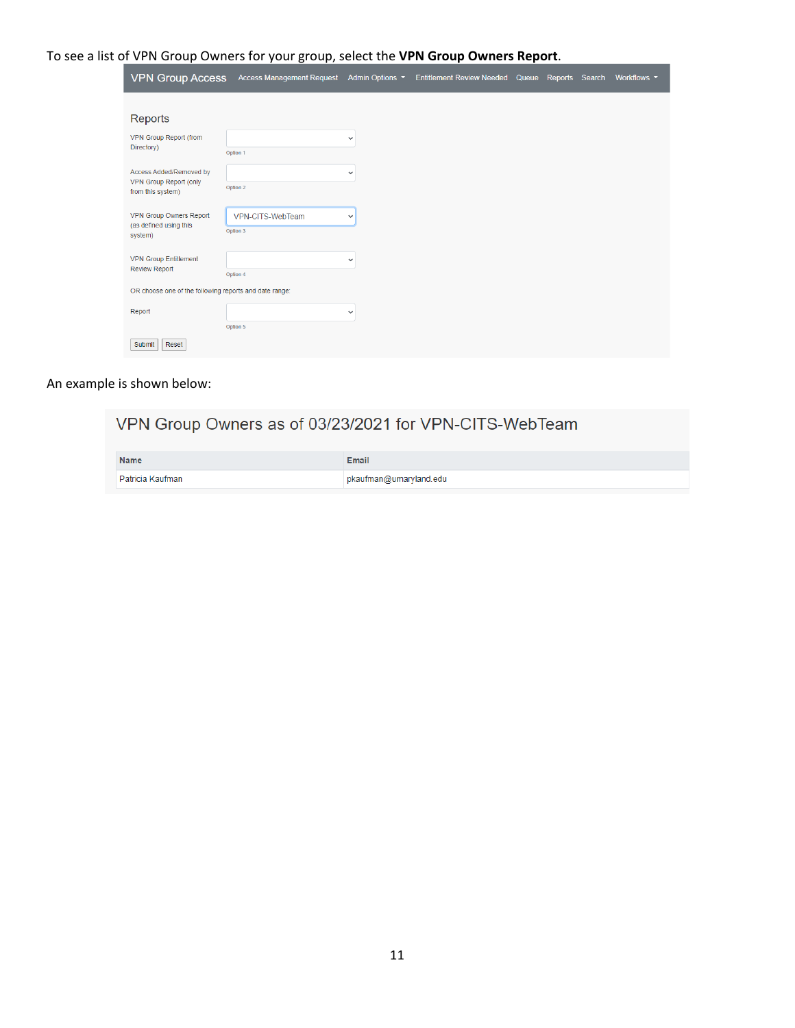To see a list of VPN Group Owners for your group, select the **VPN Group Owners Report**.

VPN Group Access    Access Management Request    Admin Options    Entitlement Review Needed    Queue    Reports    Search    Workflows

Reports

VPN Group Report (from Directory)

Option 1

Access Added/Removed by VPN Group Report (only from this system)

Option 2

VPN Group Owners Report (as defined using this system)

VPN-CITS-WebTeam

Option 3

VPN Group Entitlement Review Report

Option 4

OR choose one of the following reports and date range:

Report

Option 5

Submit    Reset

An example is shown below:

VPN Group Owners as of 03/23/2021 for VPN-CITS-WebTeam

| Name | Email |
|---|---|
| Patricia Kaufman | pkaufman@umaryland.edu |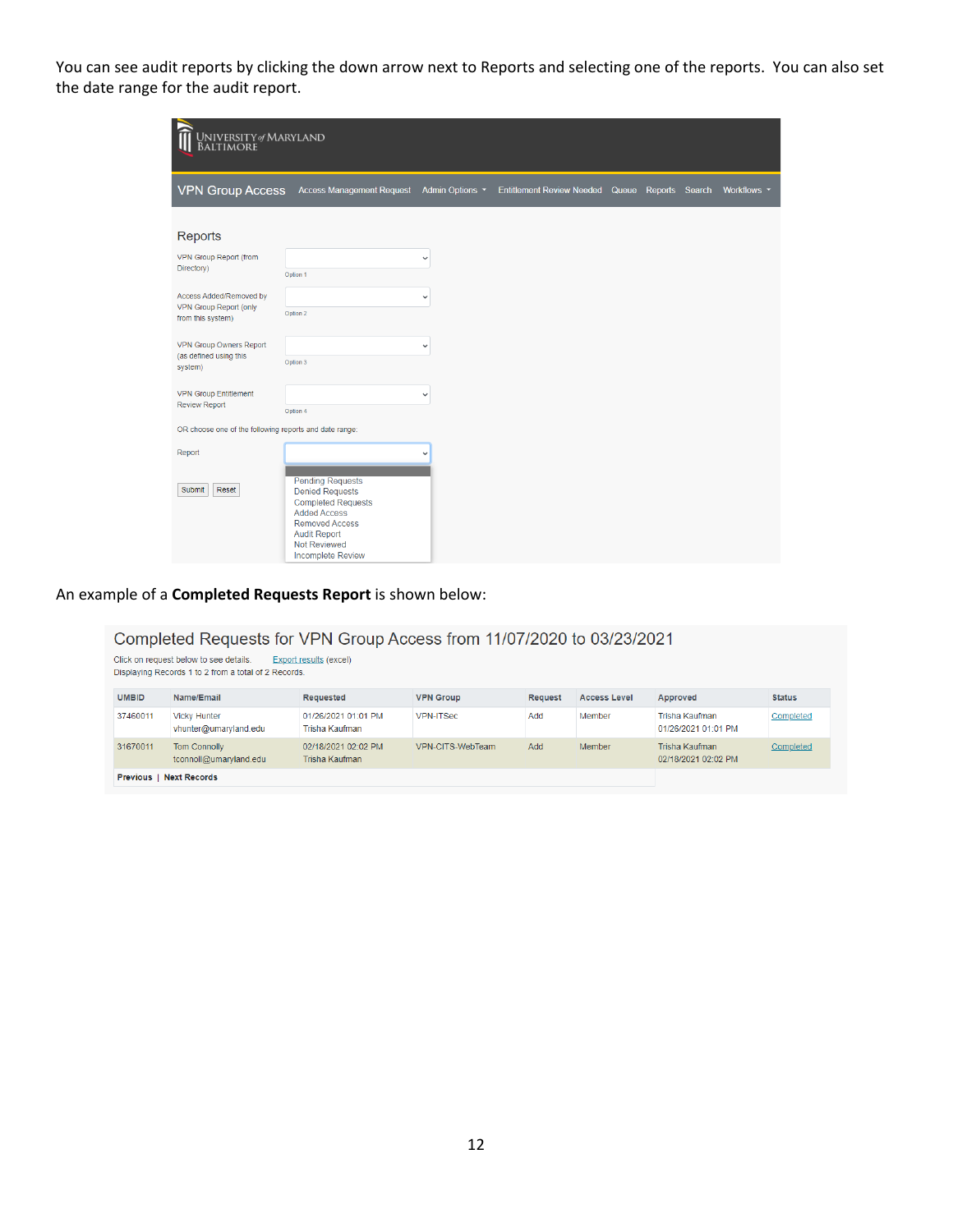You can see audit reports by clicking the down arrow next to Reports and selecting one of the reports. You can also set the date range for the audit report.

UNIVERSITY of MARYLAND BALTIMORE

VPN Group Access | Access Management Request | Admin Options | Entitlement Review Needed | Queue | Reports | Search | Workflows

Reports

VPN Group Report (from Directory) — Option 1

Access Added/Removed by VPN Group Report (only from this system) — Option 2

VPN Group Owners Report (as defined using this system) — Option 3

VPN Group Entitlement Review Report — Option 4

OR choose one of the following reports and date range:

Report

- Pending Requests
- Denied Requests
- Completed Requests
- Added Access
- Removed Access
- Audit Report
- Not Reviewed
- Incomplete Review

Submit | Reset

An example of a **Completed Requests Report** is shown below:

Completed Requests for VPN Group Access from 11/07/2020 to 03/23/2021

Click on request below to see details. Export results (excel)

Displaying Records 1 to 2 from a total of 2 Records.

| UMBID | Name/Email | Requested | VPN Group | Request | Access Level | Approved | Status |
|---|---|---|---|---|---|---|---|
| 37460011 | Vicky Hunter vhunter@umaryland.edu | 01/26/2021 01:01 PM Trisha Kaufman | VPN-ITSec | Add | Member | Trisha Kaufman 01/26/2021 01:01 PM | Completed |
| 31670011 | Tom Connolly tconnoll@umaryland.edu | 02/18/2021 02:02 PM Trisha Kaufman | VPN-CITS-WebTeam | Add | Member | Trisha Kaufman 02/18/2021 02:02 PM | Completed |

**Previous** | **Next Records**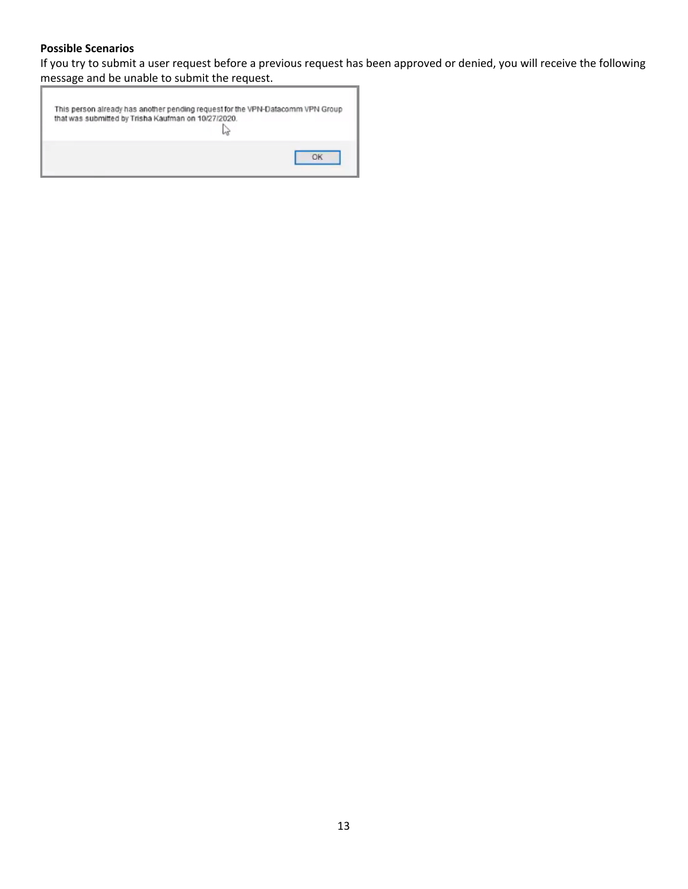**Possible Scenarios**

If you try to submit a user request before a previous request has been approved or denied, you will receive the following message and be unable to submit the request.

> This person already has another pending request for the VPN-Datacomm VPN Group that was submitted by Trisha Kaufman on 10/27/2020.
>
> OK